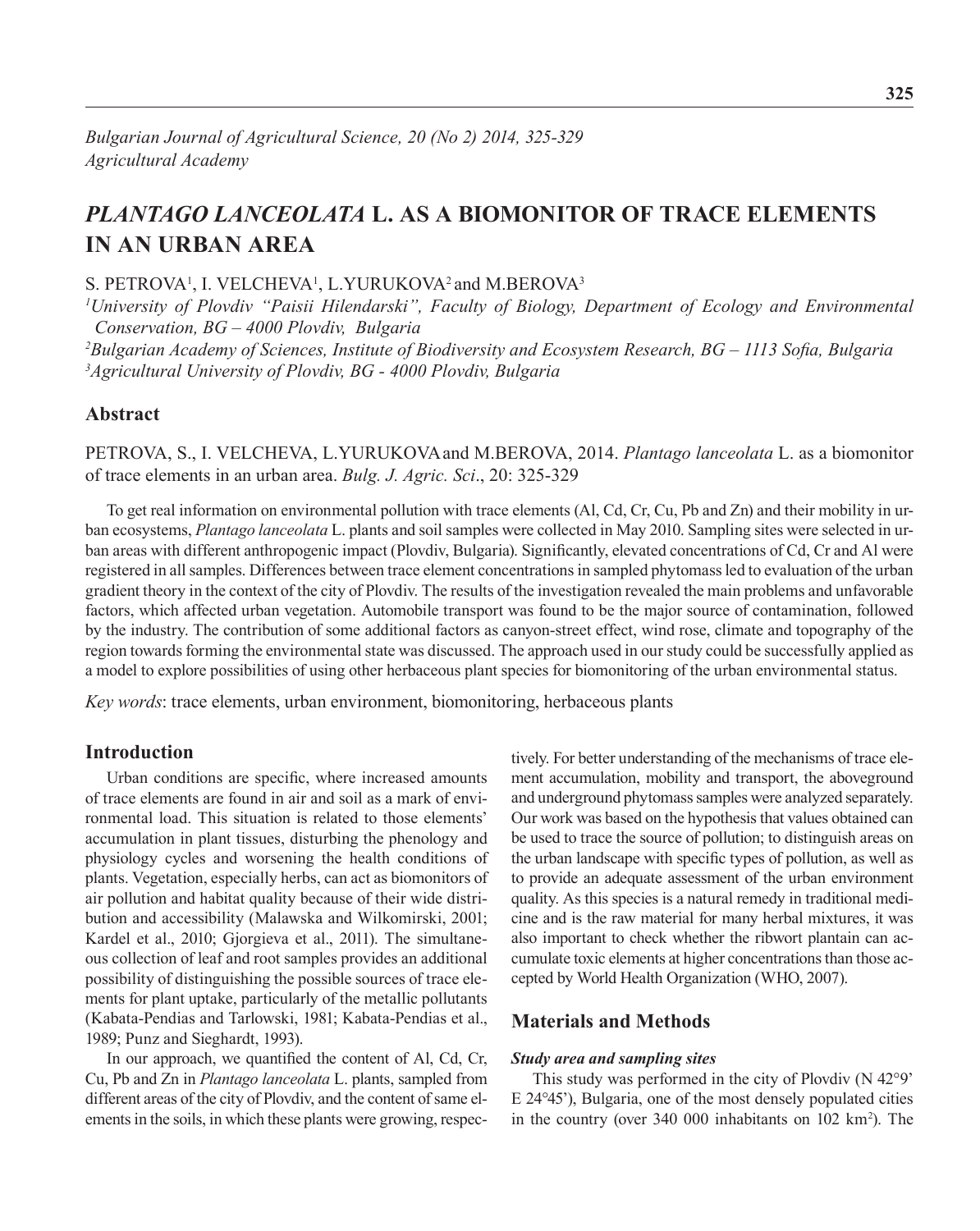# *PLANTAGO LANCEOLATA* L. AS A BIOMONITOR OF TRACE ELEMENTS IN AN URBAN AREA

S. PETROVA[1], I. VELCHEVA[1], L.YURUKOVA[2] and M.BEROVA[3]

[1]*University of Plovdiv "Paisii Hilendarski", Faculty of Biology, Department of Ecology and Environmental Conservation, BG – 4000 Plovdiv, Bulgaria*

[2]*Bulgarian Academy of Sciences, Institute of Biodiversity and Ecosystem Research, BG – 1113 Sofia, Bulgaria*

[3]*Agricultural University of Plovdiv, BG - 4000 Plovdiv, Bulgaria*

## Abstract

PETROVA, S., I. VELCHEVA, L.YURUKOVA and M.BEROVA, 2014. *Plantago lanceolata* L. as a biomonitor of trace elements in an urban area. *Bulg. J. Agric. Sci*., 20: 325-329

To get real information on environmental pollution with trace elements (Al, Cd, Cr, Cu, Pb and Zn) and their mobility in urban ecosystems, *Plantago lanceolata* L. plants and soil samples were collected in May 2010. Sampling sites were selected in urban areas with different anthropogenic impact (Plovdiv, Bulgaria). Significantly, elevated concentrations of Cd, Cr and Al were registered in all samples. Differences between trace element concentrations in sampled phytomass led to evaluation of the urban gradient theory in the context of the city of Plovdiv. The results of the investigation revealed the main problems and unfavorable factors, which affected urban vegetation. Automobile transport was found to be the major source of contamination, followed by the industry. The contribution of some additional factors as canyon-street effect, wind rose, climate and topography of the region towards forming the environmental state was discussed. The approach used in our study could be successfully applied as a model to explore possibilities of using other herbaceous plant species for biomonitoring of the urban environmental status.

*Key words*: trace elements, urban environment, biomonitoring, herbaceous plants

## Introduction

Urban conditions are specific, where increased amounts of trace elements are found in air and soil as a mark of environmental load. This situation is related to those elements' accumulation in plant tissues, disturbing the phenology and physiology cycles and worsening the health conditions of plants. Vegetation, especially herbs, can act as biomonitors of air pollution and habitat quality because of their wide distribution and accessibility (Malawska and Wilkomirski, 2001; Kardel et al., 2010; Gjorgieva et al., 2011). The simultaneous collection of leaf and root samples provides an additional possibility of distinguishing the possible sources of trace elements for plant uptake, particularly of the metallic pollutants (Kabata-Pendias and Tarlowski, 1981; Kabata-Pendias et al., 1989; Punz and Sieghardt, 1993).

In our approach, we quantified the content of Al, Cd, Cr, Cu, Pb and Zn in *Plantago lanceolata* L. plants, sampled from different areas of the city of Plovdiv, and the content of same elements in the soils, in which these plants were growing, respectively. For better understanding of the mechanisms of trace element accumulation, mobility and transport, the aboveground and underground phytomass samples were analyzed separately. Our work was based on the hypothesis that values obtained can be used to trace the source of pollution; to distinguish areas on the urban landscape with specific types of pollution, as well as to provide an adequate assessment of the urban environment quality. As this species is a natural remedy in traditional medicine and is the raw material for many herbal mixtures, it was also important to check whether the ribwort plantain can accumulate toxic elements at higher concentrations than those accepted by World Health Organization (WHO, 2007).

## Materials and Methods

### *Study area and sampling sites*

This study was performed in the city of Plovdiv (N 42°9' E 24°45'), Bulgaria, one of the most densely populated cities in the country (over 340 000 inhabitants on 102 km$^2$). The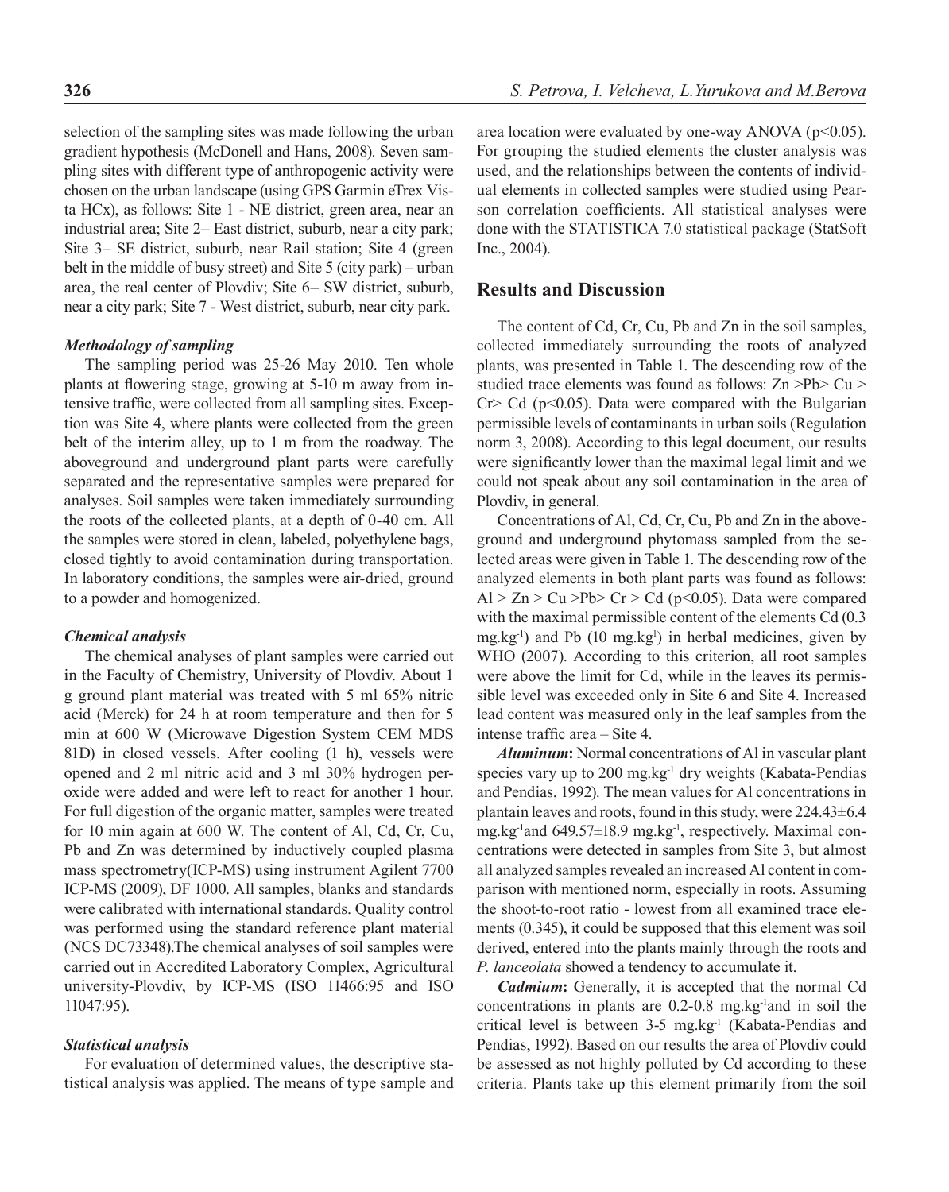selection of the sampling sites was made following the urban gradient hypothesis (McDonell and Hans, 2008). Seven sampling sites with different type of anthropogenic activity were chosen on the urban landscape (using GPS Garmin eTrex Vista HCx), as follows: Site 1 - NE district, green area, near an industrial area; Site 2– East district, suburb, near a city park; Site 3– SE district, suburb, near Rail station; Site 4 (green belt in the middle of busy street) and Site 5 (city park) – urban area, the real center of Plovdiv; Site 6– SW district, suburb, near a city park; Site 7 - West district, suburb, near city park.

### *Methodology of sampling*

The sampling period was 25-26 May 2010. Ten whole plants at flowering stage, growing at 5-10 m away from intensive traffic, were collected from all sampling sites. Exception was Site 4, where plants were collected from the green belt of the interim alley, up to 1 m from the roadway. The aboveground and underground plant parts were carefully separated and the representative samples were prepared for analyses. Soil samples were taken immediately surrounding the roots of the collected plants, at a depth of 0-40 cm. All the samples were stored in clean, labeled, polyethylene bags, closed tightly to avoid contamination during transportation. In laboratory conditions, the samples were air-dried, ground to a powder and homogenized.

### *Chemical analysis*

The chemical analyses of plant samples were carried out in the Faculty of Chemistry, University of Plovdiv. About 1 g ground plant material was treated with 5 ml 65% nitric acid (Merck) for 24 h at room temperature and then for 5 min at 600 W (Microwave Digestion System CEM MDS 81D) in closed vessels. After cooling (1 h), vessels were opened and 2 ml nitric acid and 3 ml 30% hydrogen peroxide were added and were left to react for another 1 hour. For full digestion of the organic matter, samples were treated for 10 min again at 600 W. The content of Al, Cd, Cr, Cu, Pb and Zn was determined by inductively coupled plasma mass spectrometry(ICP-MS) using instrument Agilent 7700 ICP-MS (2009), DF 1000. All samples, blanks and standards were calibrated with international standards. Quality control was performed using the standard reference plant material (NCS DC73348).The chemical analyses of soil samples were carried out in Accredited Laboratory Complex, Agricultural university-Plovdiv, by ICP-MS (ISO 11466:95 and ISO 11047:95).

### *Statistical analysis*

For evaluation of determined values, the descriptive statistical analysis was applied. The means of type sample and area location were evaluated by one-way ANOVA ($p<0.05$). For grouping the studied elements the cluster analysis was used, and the relationships between the contents of individual elements in collected samples were studied using Pearson correlation coefficients. All statistical analyses were done with the STATISTICA 7.0 statistical package (StatSoft Inc., 2004).

## Results and Discussion

The content of Cd, Cr, Cu, Pb and Zn in the soil samples, collected immediately surrounding the roots of analyzed plants, was presented in Table 1. The descending row of the studied trace elements was found as follows: Zn >Pb> Cu > Cr> Cd ($p<0.05$). Data were compared with the Bulgarian permissible levels of contaminants in urban soils (Regulation norm 3, 2008). According to this legal document, our results were significantly lower than the maximal legal limit and we could not speak about any soil contamination in the area of Plovdiv, in general.

Concentrations of Al, Cd, Cr, Cu, Pb and Zn in the aboveground and underground phytomass sampled from the selected areas were given in Table 1. The descending row of the analyzed elements in both plant parts was found as follows: Al > Zn > Cu >Pb> Cr > Cd ($p<0.05$). Data were compared with the maximal permissible content of the elements Cd (0.3 $mg.kg^{-1}$) and Pb (10 $mg.kg^{1}$) in herbal medicines, given by WHO (2007). According to this criterion, all root samples were above the limit for Cd, while in the leaves its permissible level was exceeded only in Site 6 and Site 4. Increased lead content was measured only in the leaf samples from the intense traffic area – Site 4.

***Aluminum*:** Normal concentrations of Al in vascular plant species vary up to 200 $mg.kg^{-1}$ dry weights (Kabata-Pendias and Pendias, 1992). The mean values for Al concentrations in plantain leaves and roots, found in this study, were 224.43±6.4 $mg.kg^{-1}$and 649.57±18.9 $mg.kg^{-1}$, respectively. Maximal concentrations were detected in samples from Site 3, but almost all analyzed samples revealed an increased Al content in comparison with mentioned norm, especially in roots. Assuming the shoot-to-root ratio - lowest from all examined trace elements (0.345), it could be supposed that this element was soil derived, entered into the plants mainly through the roots and *P. lanceolata* showed a tendency to accumulate it.

***Cadmium*:** Generally, it is accepted that the normal Cd concentrations in plants are 0.2-0.8 $mg.kg^{-1}$and in soil the critical level is between 3-5 $mg.kg^{-1}$ (Kabata-Pendias and Pendias, 1992). Based on our results the area of Plovdiv could be assessed as not highly polluted by Cd according to these criteria. Plants take up this element primarily from the soil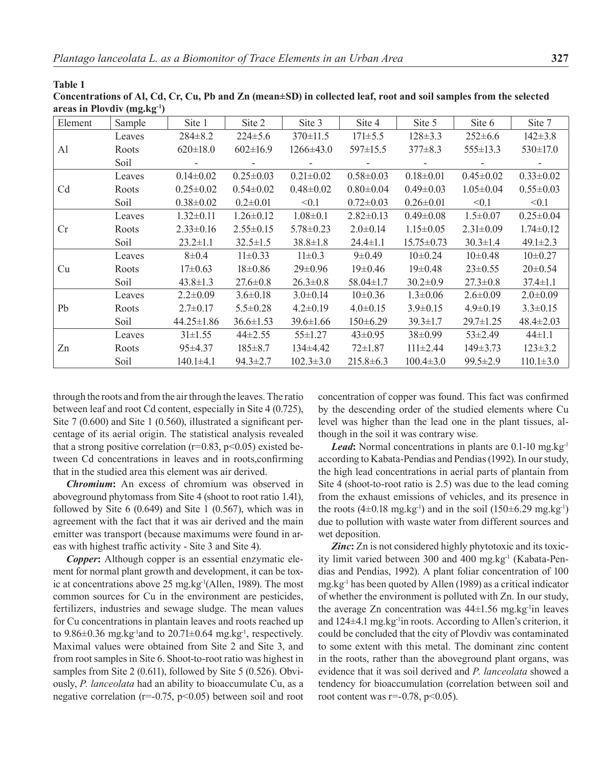**Table 1**

**Concentrations of Al, Cd, Cr, Cu, Pb and Zn (mean±SD) in collected leaf, root and soil samples from the selected areas in Plovdiv ($mg.kg^{-1}$)**

| Element | Sample | Site 1 | Site 2 | Site 3 | Site 4 | Site 5 | Site 6 | Site 7 |
|---|---|---|---|---|---|---|---|---|
| Al | Leaves | 284±8.2 | 224±5.6 | 370±11.5 | 171±5.5 | 128±3.3 | 252±6.6 | 142±3.8 |
| | Roots | 620±18.0 | 602±16.9 | 1266±43.0 | 597±15.5 | 377±8.3 | 555±13.3 | 530±17.0 |
| | Soil | - | - | - | - | - | - | - |
| Cd | Leaves | 0.14±0.02 | 0.25±0.03 | 0.21±0.02 | 0.58±0.03 | 0.18±0.01 | 0.45±0.02 | 0.33±0.02 |
| | Roots | 0.25±0.02 | 0.54±0.02 | 0.48±0.02 | 0.80±0.04 | 0.49±0.03 | 1.05±0.04 | 0.55±0.03 |
| | Soil | 0.38±0.02 | 0.2±0.01 | <0.1 | 0.72±0.03 | 0.26±0.01 | <0.1 | <0.1 |
| Cr | Leaves | 1.32±0.11 | 1.26±0.12 | 1.08±0.1 | 2.82±0.13 | 0.49±0.08 | 1.5±0.07 | 0.25±0.04 |
| | Roots | 2.33±0.16 | 2.55±0.15 | 5.78±0.23 | 2.0±0.14 | 1.15±0.05 | 2.31±0.09 | 1.74±0.12 |
| | Soil | 23.2±1.1 | 32.5±1.5 | 38.8±1.8 | 24.4±1.1 | 15.75±0.73 | 30.3±1.4 | 49.1±2.3 |
| Cu | Leaves | 8±0.4 | 11±0.33 | 11±0.3 | 9±0.49 | 10±0.24 | 10±0.48 | 10±0.27 |
| | Roots | 17±0.63 | 18±0.86 | 29±0.96 | 19±0.46 | 19±0.48 | 23±0.55 | 20±0.54 |
| | Soil | 43.8±1.3 | 27.6±0.8 | 26.3±0.8 | 58.04±1.7 | 30.2±0.9 | 27.3±0.8 | 37.4±1.1 |
| Pb | Leaves | 2.2±0.09 | 3.6±0.18 | 3.0±0.14 | 10±0.36 | 1.3±0.06 | 2.6±0.09 | 2.0±0.09 |
| | Roots | 2.7±0.17 | 5.5±0.28 | 4.2±0.19 | 4.0±0.15 | 3.9±0.15 | 4.9±0.19 | 3.3±0.15 |
| | Soil | 44.25±1.86 | 36.6±1.53 | 39.6±1.66 | 150±6.29 | 39.3±1.7 | 29.7±1.25 | 48.4±2.03 |
| Zn | Leaves | 31±1.55 | 44±2.55 | 55±1.27 | 43±0.95 | 38±0.99 | 53±2.49 | 44±1.1 |
| | Roots | 95±4.37 | 185±8.7 | 134±4.42 | 72±1.87 | 111±2.44 | 149±3.73 | 123±3.2 |
| | Soil | 140.1±4.1 | 94.3±2.7 | 102.3±3.0 | 215.8±6.3 | 100.4±3.0 | 99.5±2.9 | 110.1±3.0 |

through the roots and from the air through the leaves. The ratio between leaf and root Cd content, especially in Site 4 (0.725), Site 7 (0.600) and Site 1 (0.560), illustrated a significant percentage of its aerial origin. The statistical analysis revealed that a strong positive correlation ($r=0.83$, $p<0.05$) existed between Cd concentrations in leaves and in roots,confirming that in the studied area this element was air derived.

***Chromium*:** An excess of chromium was observed in aboveground phytomass from Site 4 (shoot to root ratio 1.41), followed by Site 6 (0.649) and Site 1 (0.567), which was in agreement with the fact that it was air derived and the main emitter was transport (because maximums were found in areas with highest traffic activity - Site 3 and Site 4).

***Copper*:** Although copper is an essential enzymatic element for normal plant growth and development, it can be toxic at concentrations above 25 $mg.kg^{-1}$(Allen, 1989). The most common sources for Cu in the environment are pesticides, fertilizers, industries and sewage sludge. The mean values for Cu concentrations in plantain leaves and roots reached up to 9.86±0.36 $mg.kg^{-1}$and to 20.71±0.64 $mg.kg^{-1}$, respectively. Maximal values were obtained from Site 2 and Site 3, and from root samples in Site 6. Shoot-to-root ratio was highest in samples from Site 2 (0.611), followed by Site 5 (0.526). Obviously, *P. lanceolata* had an ability to bioaccumulate Cu, as a negative correlation ($r=-0.75$, $p<0.05$) between soil and root concentration of copper was found. This fact was confirmed by the descending order of the studied elements where Cu level was higher than the lead one in the plant tissues, although in the soil it was contrary wise.

***Lead*:** Normal concentrations in plants are 0.1-10 $mg.kg^{-1}$ according to Kabata-Pendias and Pendias (1992). In our study, the high lead concentrations in aerial parts of plantain from Site 4 (shoot-to-root ratio is 2.5) was due to the lead coming from the exhaust emissions of vehicles, and its presence in the roots (4±0.18 $mg.kg^{-1}$) and in the soil (150±6.29 $mg.kg^{-1}$) due to pollution with waste water from different sources and wet deposition.

***Zinc*:** Zn is not considered highly phytotoxic and its toxicity limit varied between 300 and 400 $mg.kg^{-1}$ (Kabata-Pendias and Pendias, 1992). A plant foliar concentration of 100 $mg.kg^{-1}$ has been quoted by Allen (1989) as a critical indicator of whether the environment is polluted with Zn. In our study, the average Zn concentration was 44±1.56 $mg.kg^{-1}$in leaves and 124±4.1 $mg.kg^{-1}$in roots. According to Allen's criterion, it could be concluded that the city of Plovdiv was contaminated to some extent with this metal. The dominant zinc content in the roots, rather than the aboveground plant organs, was evidence that it was soil derived and *P. lanceolata* showed a tendency for bioaccumulation (correlation between soil and root content was $r=-0.78$, $p<0.05$).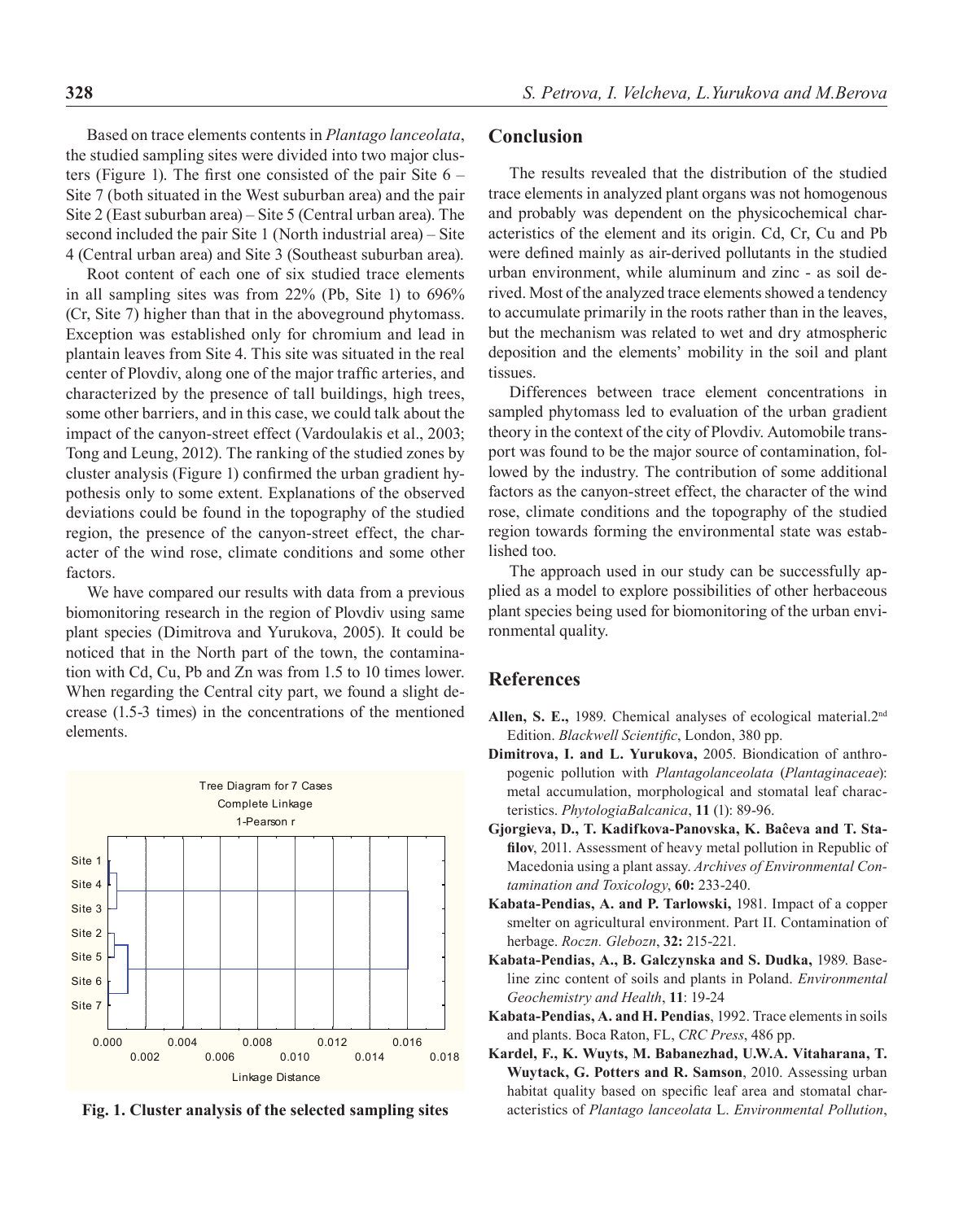Based on trace elements contents in *Plantago lanceolata*, the studied sampling sites were divided into two major clusters (Figure 1). The first one consisted of the pair Site 6 – Site 7 (both situated in the West suburban area) and the pair Site 2 (East suburban area) – Site 5 (Central urban area). The second included the pair Site 1 (North industrial area) – Site 4 (Central urban area) and Site 3 (Southeast suburban area).

Root content of each one of six studied trace elements in all sampling sites was from 22% (Pb, Site 1) to 696% (Cr, Site 7) higher than that in the aboveground phytomass. Exception was established only for chromium and lead in plantain leaves from Site 4. This site was situated in the real center of Plovdiv, along one of the major traffic arteries, and characterized by the presence of tall buildings, high trees, some other barriers, and in this case, we could talk about the impact of the canyon-street effect (Vardoulakis et al., 2003; Tong and Leung, 2012). The ranking of the studied zones by cluster analysis (Figure 1) confirmed the urban gradient hypothesis only to some extent. Explanations of the observed deviations could be found in the topography of the studied region, the presence of the canyon-street effect, the character of the wind rose, climate conditions and some other factors.

We have compared our results with data from a previous biomonitoring research in the region of Plovdiv using same plant species (Dimitrova and Yurukova, 2005). It could be noticed that in the North part of the town, the contamination with Cd, Cu, Pb and Zn was from 1.5 to 10 times lower. When regarding the Central city part, we found a slight decrease (1.5-3 times) in the concentrations of the mentioned elements.

Tree Diagram for 7 Cases
Complete Linkage
1-Pearson r

Sites: Site 1, Site 4, Site 3, Site 2, Site 5, Site 6, Site 7

Linkage Distance: 0.000, 0.002, 0.004, 0.006, 0.008, 0.010, 0.012, 0.014, 0.016, 0.018

**Fig. 1. Cluster analysis of the selected sampling sites**

## Conclusion

The results revealed that the distribution of the studied trace elements in analyzed plant organs was not homogenous and probably was dependent on the physicochemical characteristics of the element and its origin. Cd, Cr, Cu and Pb were defined mainly as air-derived pollutants in the studied urban environment, while aluminum and zinc - as soil derived. Most of the analyzed trace elements showed a tendency to accumulate primarily in the roots rather than in the leaves, but the mechanism was related to wet and dry atmospheric deposition and the elements' mobility in the soil and plant tissues.

Differences between trace element concentrations in sampled phytomass led to evaluation of the urban gradient theory in the context of the city of Plovdiv. Automobile transport was found to be the major source of contamination, followed by the industry. The contribution of some additional factors as the canyon-street effect, the character of the wind rose, climate conditions and the topography of the studied region towards forming the environmental state was established too.

The approach used in our study can be successfully applied as a model to explore possibilities of other herbaceous plant species being used for biomonitoring of the urban environmental quality.

## References

**Allen, S. E.,** 1989. Chemical analyses of ecological material. 2nd Edition. *Blackwell Scientific*, London, 380 pp.

**Dimitrova, I. and L. Yurukova,** 2005. Biondication of anthropogenic pollution with *Plantagolanceolata* (*Plantaginaceae*): metal accumulation, morphological and stomatal leaf characteristics. *PhytologiaBalcanica*, **11** (1): 89-96.

**Gjorgieva, D., T. Kadifkova-Panovska, K. Baĉeva and T. Stafilov**, 2011. Assessment of heavy metal pollution in Republic of Macedonia using a plant assay. *Archives of Environmental Contamination and Toxicology*, **60:** 233-240.

**Kabata-Pendias, A. and P. Tarlowski,** 1981. Impact of a copper smelter on agricultural environment. Part II. Contamination of herbage. *Roczn. Glebozn*, **32:** 215-221.

**Kabata-Pendias, A., B. Galczynska and S. Dudka,** 1989. Baseline zinc content of soils and plants in Poland. *Environmental Geochemistry and Health*, **11**: 19-24

**Kabata-Pendias, A. and H. Pendias**, 1992. Trace elements in soils and plants. Boca Raton, FL, *CRC Press*, 486 pp.

**Kardel, F., K. Wuyts, M. Babanezhad, U.W.A. Vitaharana, T. Wuytack, G. Potters and R. Samson**, 2010. Assessing urban habitat quality based on specific leaf area and stomatal characteristics of *Plantago lanceolata* L. *Environmental Pollution*,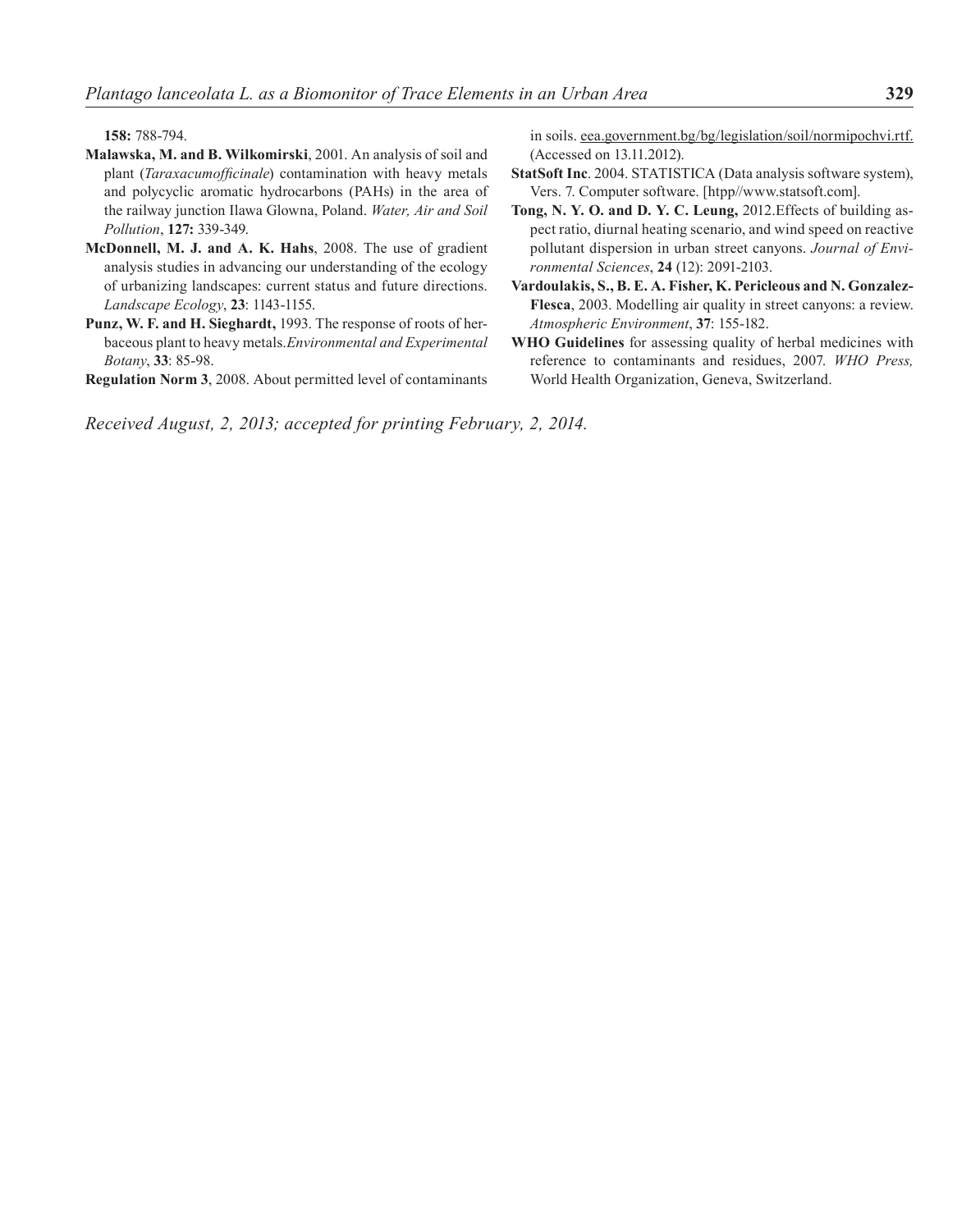**158:** 788-794.

**Malawska, M. and B. Wilkomirski**, 2001. An analysis of soil and plant (*Taraxacumofficinale*) contamination with heavy metals and polycyclic aromatic hydrocarbons (PAHs) in the area of the railway junction Ilawa Glowna, Poland. *Water, Air and Soil Pollution*, **127:** 339-349.

**McDonnell, M. J. and A. K. Hahs**, 2008. The use of gradient analysis studies in advancing our understanding of the ecology of urbanizing landscapes: current status and future directions. *Landscape Ecology*, **23**: 1143-1155.

**Punz, W. F. and H. Sieghardt,** 1993. The response of roots of herbaceous plant to heavy metals.*Environmental and Experimental Botany*, **33**: 85-98.

**Regulation Norm 3**, 2008. About permitted level of contaminants in soils. eea.government.bg/bg/legislation/soil/normipochvi.rtf. (Accessed on 13.11.2012).

**StatSoft Inc**. 2004. STATISTICA (Data analysis software system), Vers. 7. Computer software. [htpp//www.statsoft.com].

**Tong, N. Y. O. and D. Y. C. Leung,** 2012.Effects of building aspect ratio, diurnal heating scenario, and wind speed on reactive pollutant dispersion in urban street canyons. *Journal of Environmental Sciences*, **24** (12): 2091-2103.

**Vardoulakis, S., B. E. A. Fisher, K. Pericleous and N. Gonzalez-Flesca**, 2003. Modelling air quality in street canyons: a review. *Atmospheric Environment*, **37**: 155-182.

**WHO Guidelines** for assessing quality of herbal medicines with reference to contaminants and residues, 2007. *WHO Press,* World Health Organization, Geneva, Switzerland.

*Received August, 2, 2013; accepted for printing February, 2, 2014.*